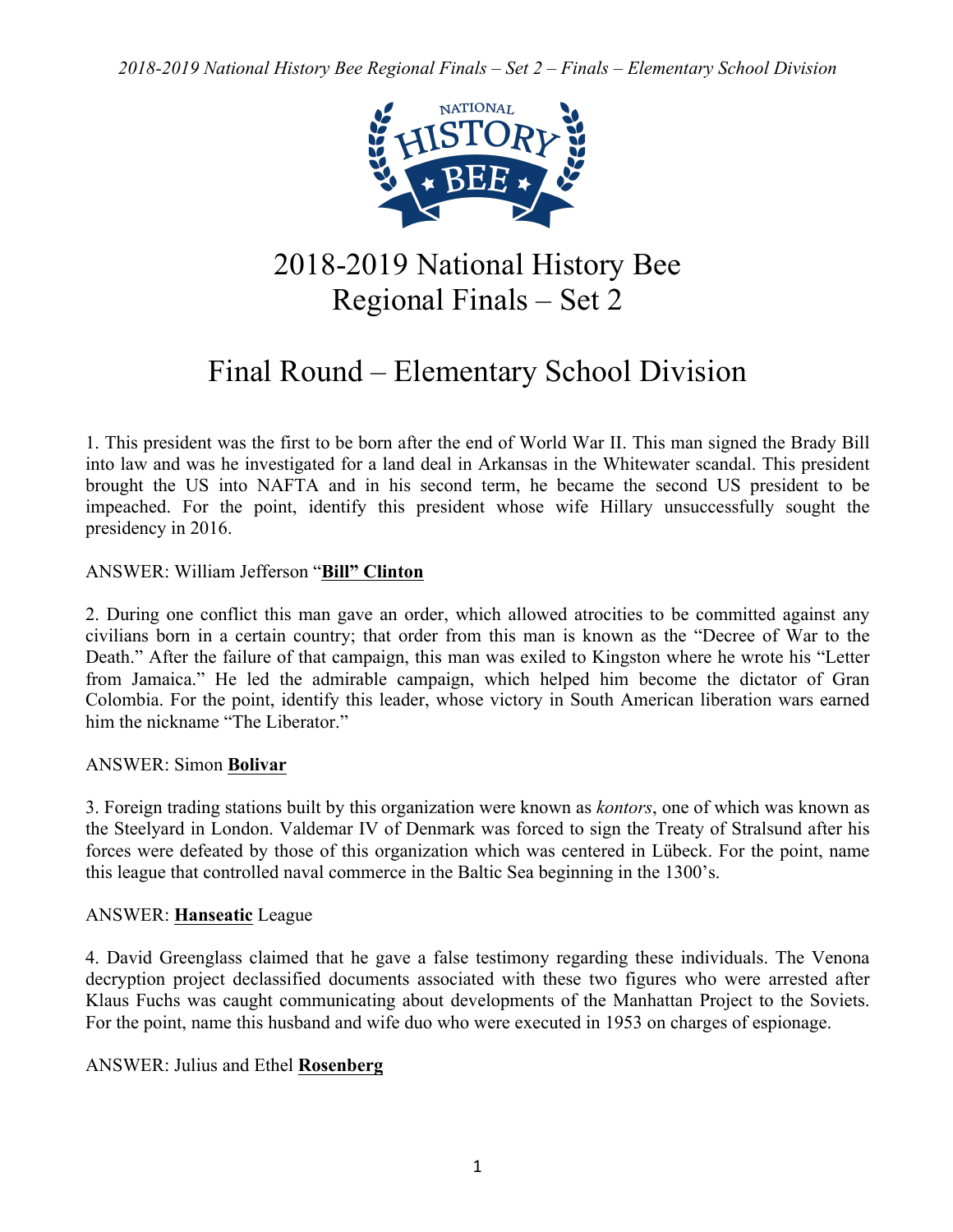# 2018-2019 National History Bee Regional Finals – Set 2

## Final Round – Elementary School Division

1. This president was the first to be born after the end of World War II. This man signed the Brady Bill into law and was he investigated for a land deal in Arkansas in the Whitewater scandal. This president brought the US into NAFTA and in his second term, he became the second US president to be impeached. For the point, identify this president whose wife Hillary unsuccessfully sought the presidency in 2016.

ANSWER: William Jefferson "**Bill" Clinton**

2. During one conflict this man gave an order, which allowed atrocities to be committed against any civilians born in a certain country; that order from this man is known as the "Decree of War to the Death." After the failure of that campaign, this man was exiled to Kingston where he wrote his "Letter from Jamaica." He led the admirable campaign, which helped him become the dictator of Gran Colombia. For the point, identify this leader, whose victory in South American liberation wars earned him the nickname "The Liberator."

ANSWER: Simon **Bolivar**

3. Foreign trading stations built by this organization were known as *kontors*, one of which was known as the Steelyard in London. Valdemar IV of Denmark was forced to sign the Treaty of Stralsund after his forces were defeated by those of this organization which was centered in Lübeck. For the point, name this league that controlled naval commerce in the Baltic Sea beginning in the 1300's.

ANSWER: **Hanseatic** League

4. David Greenglass claimed that he gave a false testimony regarding these individuals. The Venona decryption project declassified documents associated with these two figures who were arrested after Klaus Fuchs was caught communicating about developments of the Manhattan Project to the Soviets. For the point, name this husband and wife duo who were executed in 1953 on charges of espionage.

ANSWER: Julius and Ethel **Rosenberg**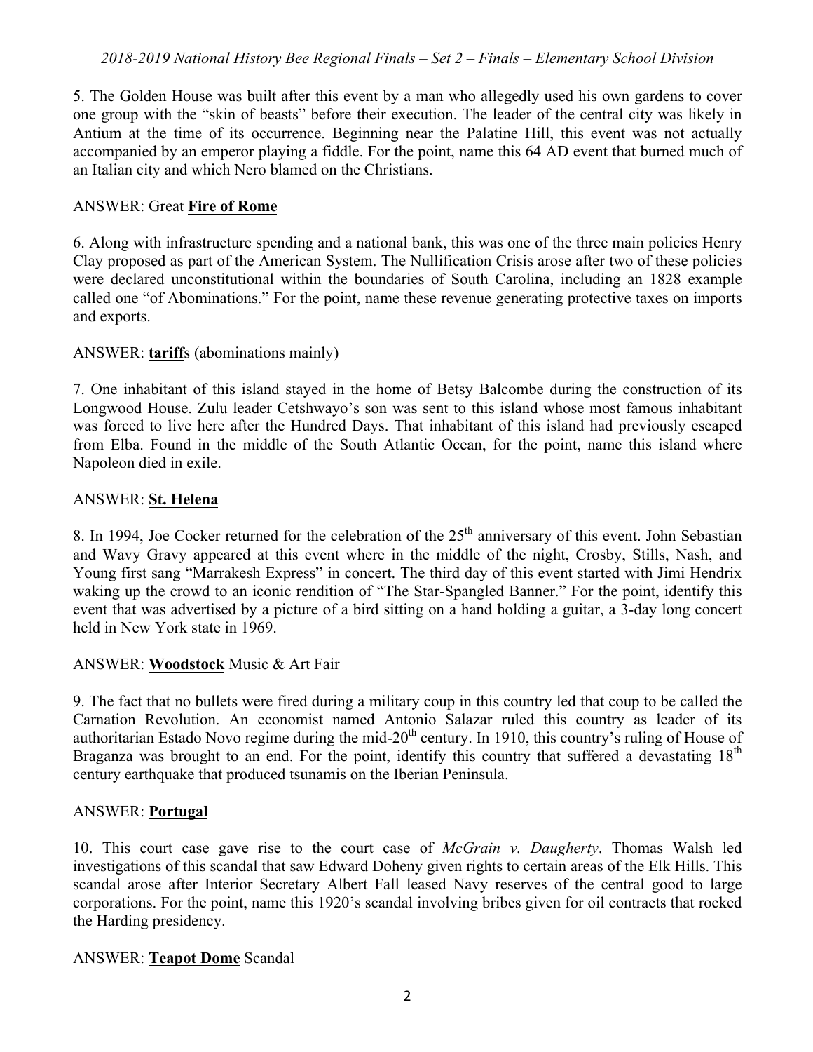5. The Golden House was built after this event by a man who allegedly used his own gardens to cover one group with the "skin of beasts" before their execution. The leader of the central city was likely in Antium at the time of its occurrence. Beginning near the Palatine Hill, this event was not actually accompanied by an emperor playing a fiddle. For the point, name this 64 AD event that burned much of an Italian city and which Nero blamed on the Christians.

ANSWER: Great **Fire of Rome**

6. Along with infrastructure spending and a national bank, this was one of the three main policies Henry Clay proposed as part of the American System. The Nullification Crisis arose after two of these policies were declared unconstitutional within the boundaries of South Carolina, including an 1828 example called one "of Abominations." For the point, name these revenue generating protective taxes on imports and exports.

ANSWER: **tariff**s (abominations mainly)

7. One inhabitant of this island stayed in the home of Betsy Balcombe during the construction of its Longwood House. Zulu leader Cetshwayo's son was sent to this island whose most famous inhabitant was forced to live here after the Hundred Days. That inhabitant of this island had previously escaped from Elba. Found in the middle of the South Atlantic Ocean, for the point, name this island where Napoleon died in exile.

ANSWER: **St. Helena**

8. In 1994, Joe Cocker returned for the celebration of the 25th anniversary of this event. John Sebastian and Wavy Gravy appeared at this event where in the middle of the night, Crosby, Stills, Nash, and Young first sang "Marrakesh Express" in concert. The third day of this event started with Jimi Hendrix waking up the crowd to an iconic rendition of "The Star-Spangled Banner." For the point, identify this event that was advertised by a picture of a bird sitting on a hand holding a guitar, a 3-day long concert held in New York state in 1969.

ANSWER: **Woodstock** Music & Art Fair

9. The fact that no bullets were fired during a military coup in this country led that coup to be called the Carnation Revolution. An economist named Antonio Salazar ruled this country as leader of its authoritarian Estado Novo regime during the mid-20th century. In 1910, this country's ruling of House of Braganza was brought to an end. For the point, identify this country that suffered a devastating 18th century earthquake that produced tsunamis on the Iberian Peninsula.

ANSWER: **Portugal**

10. This court case gave rise to the court case of *McGrain v. Daugherty*. Thomas Walsh led investigations of this scandal that saw Edward Doheny given rights to certain areas of the Elk Hills. This scandal arose after Interior Secretary Albert Fall leased Navy reserves of the central good to large corporations. For the point, name this 1920's scandal involving bribes given for oil contracts that rocked the Harding presidency.

ANSWER: **Teapot Dome** Scandal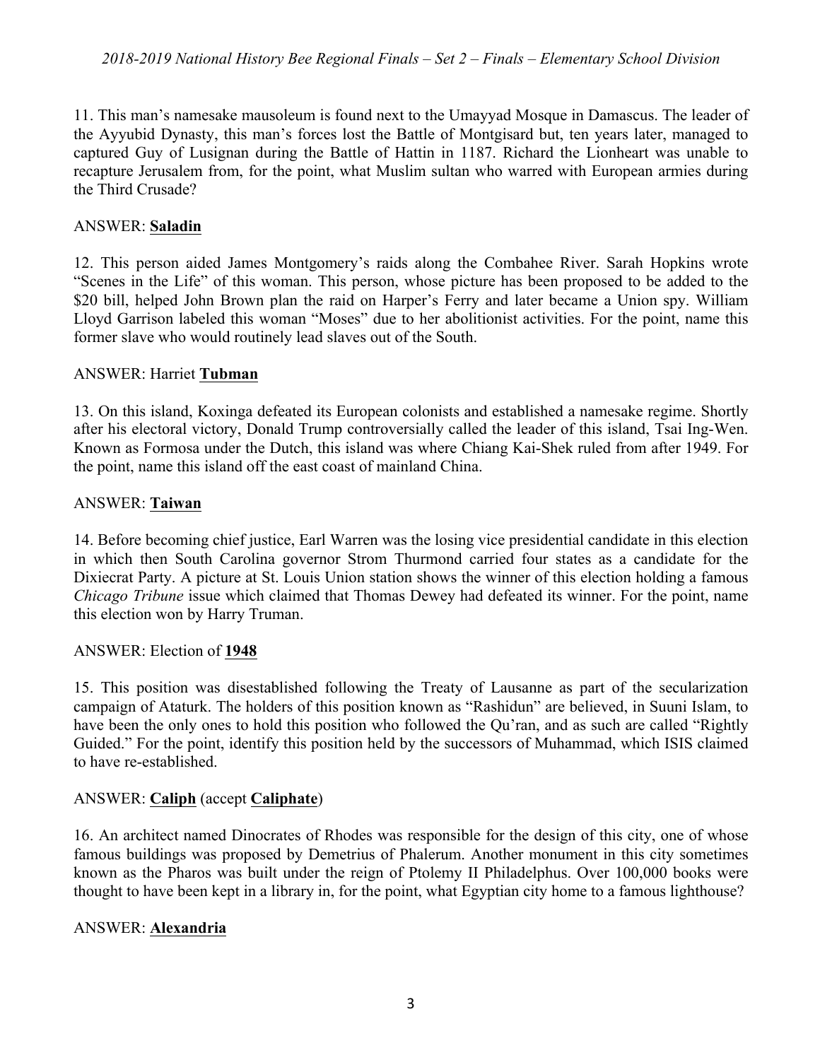11. This man's namesake mausoleum is found next to the Umayyad Mosque in Damascus. The leader of the Ayyubid Dynasty, this man's forces lost the Battle of Montgisard but, ten years later, managed to captured Guy of Lusignan during the Battle of Hattin in 1187. Richard the Lionheart was unable to recapture Jerusalem from, for the point, what Muslim sultan who warred with European armies during the Third Crusade?

ANSWER: **Saladin**

12. This person aided James Montgomery's raids along the Combahee River. Sarah Hopkins wrote "Scenes in the Life" of this woman. This person, whose picture has been proposed to be added to the $20 bill, helped John Brown plan the raid on Harper's Ferry and later became a Union spy. William Lloyd Garrison labeled this woman "Moses" due to her abolitionist activities. For the point, name this former slave who would routinely lead slaves out of the South.

ANSWER: Harriet **Tubman**

13. On this island, Koxinga defeated its European colonists and established a namesake regime. Shortly after his electoral victory, Donald Trump controversially called the leader of this island, Tsai Ing-Wen. Known as Formosa under the Dutch, this island was where Chiang Kai-Shek ruled from after 1949. For the point, name this island off the east coast of mainland China.

ANSWER: **Taiwan**

14. Before becoming chief justice, Earl Warren was the losing vice presidential candidate in this election in which then South Carolina governor Strom Thurmond carried four states as a candidate for the Dixiecrat Party. A picture at St. Louis Union station shows the winner of this election holding a famous *Chicago Tribune* issue which claimed that Thomas Dewey had defeated its winner. For the point, name this election won by Harry Truman.

ANSWER: Election of **1948**

15. This position was disestablished following the Treaty of Lausanne as part of the secularization campaign of Ataturk. The holders of this position known as "Rashidun" are believed, in Suuni Islam, to have been the only ones to hold this position who followed the Qu'ran, and as such are called "Rightly Guided." For the point, identify this position held by the successors of Muhammad, which ISIS claimed to have re-established.

ANSWER: **Caliph** (accept **Caliphate**)

16. An architect named Dinocrates of Rhodes was responsible for the design of this city, one of whose famous buildings was proposed by Demetrius of Phalerum. Another monument in this city sometimes known as the Pharos was built under the reign of Ptolemy II Philadelphus. Over 100,000 books were thought to have been kept in a library in, for the point, what Egyptian city home to a famous lighthouse?

ANSWER: **Alexandria**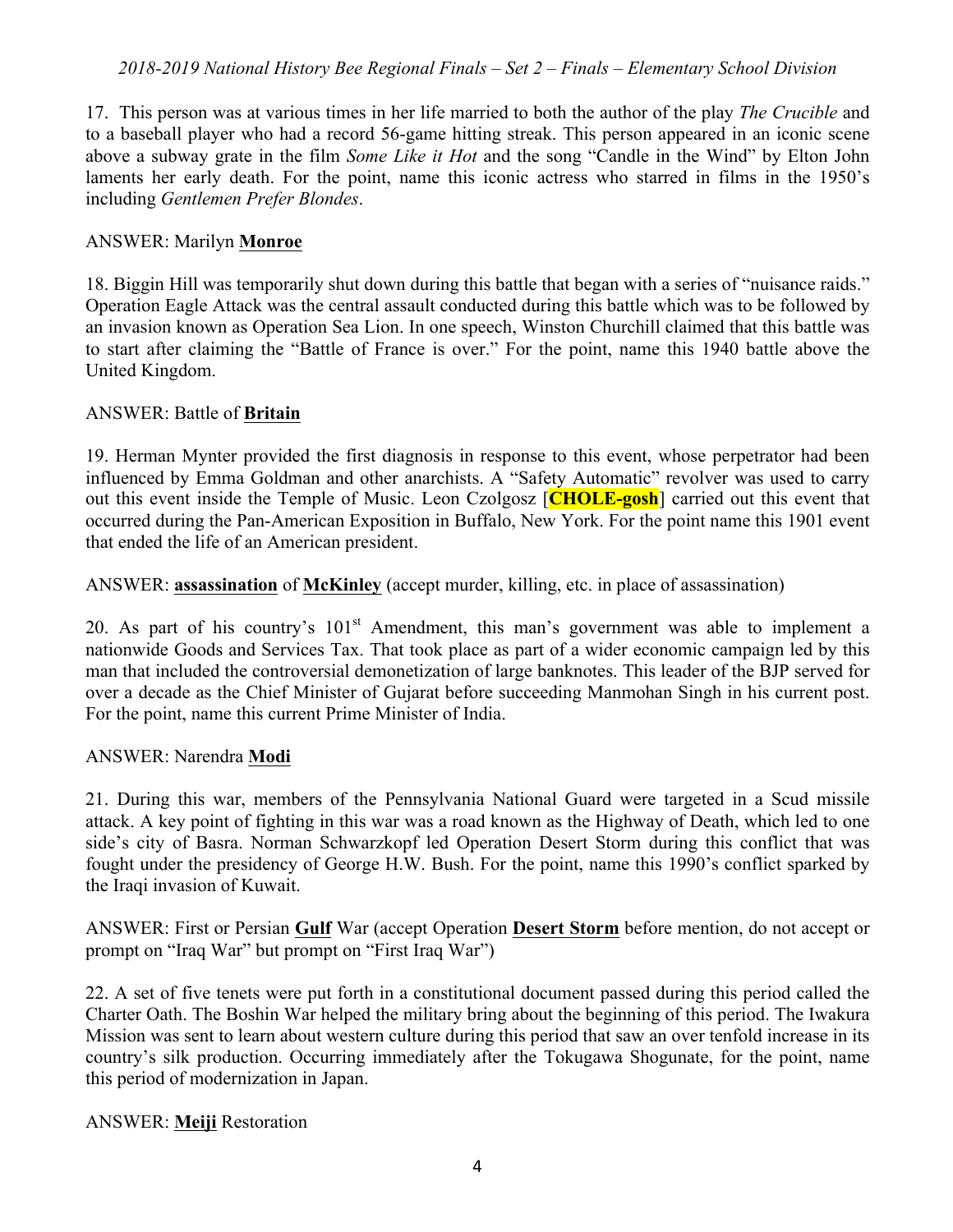17. This person was at various times in her life married to both the author of the play *The Crucible* and to a baseball player who had a record 56-game hitting streak. This person appeared in an iconic scene above a subway grate in the film *Some Like it Hot* and the song "Candle in the Wind" by Elton John laments her early death. For the point, name this iconic actress who starred in films in the 1950's including *Gentlemen Prefer Blondes*.

ANSWER: Marilyn **Monroe**

18. Biggin Hill was temporarily shut down during this battle that began with a series of "nuisance raids." Operation Eagle Attack was the central assault conducted during this battle which was to be followed by an invasion known as Operation Sea Lion. In one speech, Winston Churchill claimed that this battle was to start after claiming the "Battle of France is over." For the point, name this 1940 battle above the United Kingdom.

ANSWER: Battle of **Britain**

19. Herman Mynter provided the first diagnosis in response to this event, whose perpetrator had been influenced by Emma Goldman and other anarchists. A "Safety Automatic" revolver was used to carry out this event inside the Temple of Music. Leon Czolgosz [**CHOLE-gosh**] carried out this event that occurred during the Pan-American Exposition in Buffalo, New York. For the point name this 1901 event that ended the life of an American president.

ANSWER: **assassination** of **McKinley** (accept murder, killing, etc. in place of assassination)

20. As part of his country's 101st Amendment, this man's government was able to implement a nationwide Goods and Services Tax. That took place as part of a wider economic campaign led by this man that included the controversial demonetization of large banknotes. This leader of the BJP served for over a decade as the Chief Minister of Gujarat before succeeding Manmohan Singh in his current post. For the point, name this current Prime Minister of India.

ANSWER: Narendra **Modi**

21. During this war, members of the Pennsylvania National Guard were targeted in a Scud missile attack. A key point of fighting in this war was a road known as the Highway of Death, which led to one side's city of Basra. Norman Schwarzkopf led Operation Desert Storm during this conflict that was fought under the presidency of George H.W. Bush. For the point, name this 1990's conflict sparked by the Iraqi invasion of Kuwait.

ANSWER: First or Persian **Gulf** War (accept Operation **Desert Storm** before mention, do not accept or prompt on "Iraq War" but prompt on "First Iraq War")

22. A set of five tenets were put forth in a constitutional document passed during this period called the Charter Oath. The Boshin War helped the military bring about the beginning of this period. The Iwakura Mission was sent to learn about western culture during this period that saw an over tenfold increase in its country's silk production. Occurring immediately after the Tokugawa Shogunate, for the point, name this period of modernization in Japan.

ANSWER: **Meiji** Restoration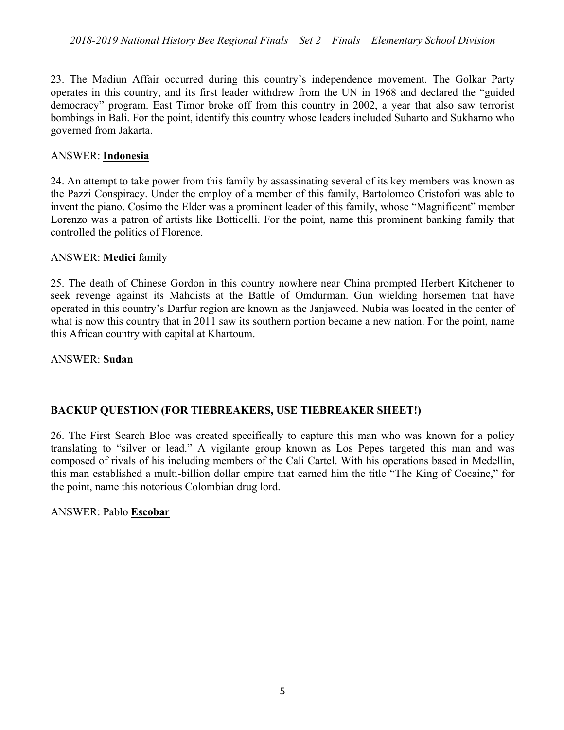23. The Madiun Affair occurred during this country's independence movement. The Golkar Party operates in this country, and its first leader withdrew from the UN in 1968 and declared the "guided democracy" program. East Timor broke off from this country in 2002, a year that also saw terrorist bombings in Bali. For the point, identify this country whose leaders included Suharto and Sukharno who governed from Jakarta.

ANSWER: **<u>Indonesia</u>**

24. An attempt to take power from this family by assassinating several of its key members was known as the Pazzi Conspiracy. Under the employ of a member of this family, Bartolomeo Cristofori was able to invent the piano. Cosimo the Elder was a prominent leader of this family, whose "Magnificent" member Lorenzo was a patron of artists like Botticelli. For the point, name this prominent banking family that controlled the politics of Florence.

ANSWER: **<u>Medici</u>** family

25. The death of Chinese Gordon in this country nowhere near China prompted Herbert Kitchener to seek revenge against its Mahdists at the Battle of Omdurman. Gun wielding horsemen that have operated in this country's Darfur region are known as the Janjaweed. Nubia was located in the center of what is now this country that in 2011 saw its southern portion became a new nation. For the point, name this African country with capital at Khartoum.

ANSWER: **<u>Sudan</u>**

## <u>BACKUP QUESTION (FOR TIEBREAKERS, USE TIEBREAKER SHEET!)</u>

26. The First Search Bloc was created specifically to capture this man who was known for a policy translating to "silver or lead." A vigilante group known as Los Pepes targeted this man and was composed of rivals of his including members of the Cali Cartel. With his operations based in Medellin, this man established a multi-billion dollar empire that earned him the title "The King of Cocaine," for the point, name this notorious Colombian drug lord.

ANSWER: Pablo **<u>Escobar</u>**